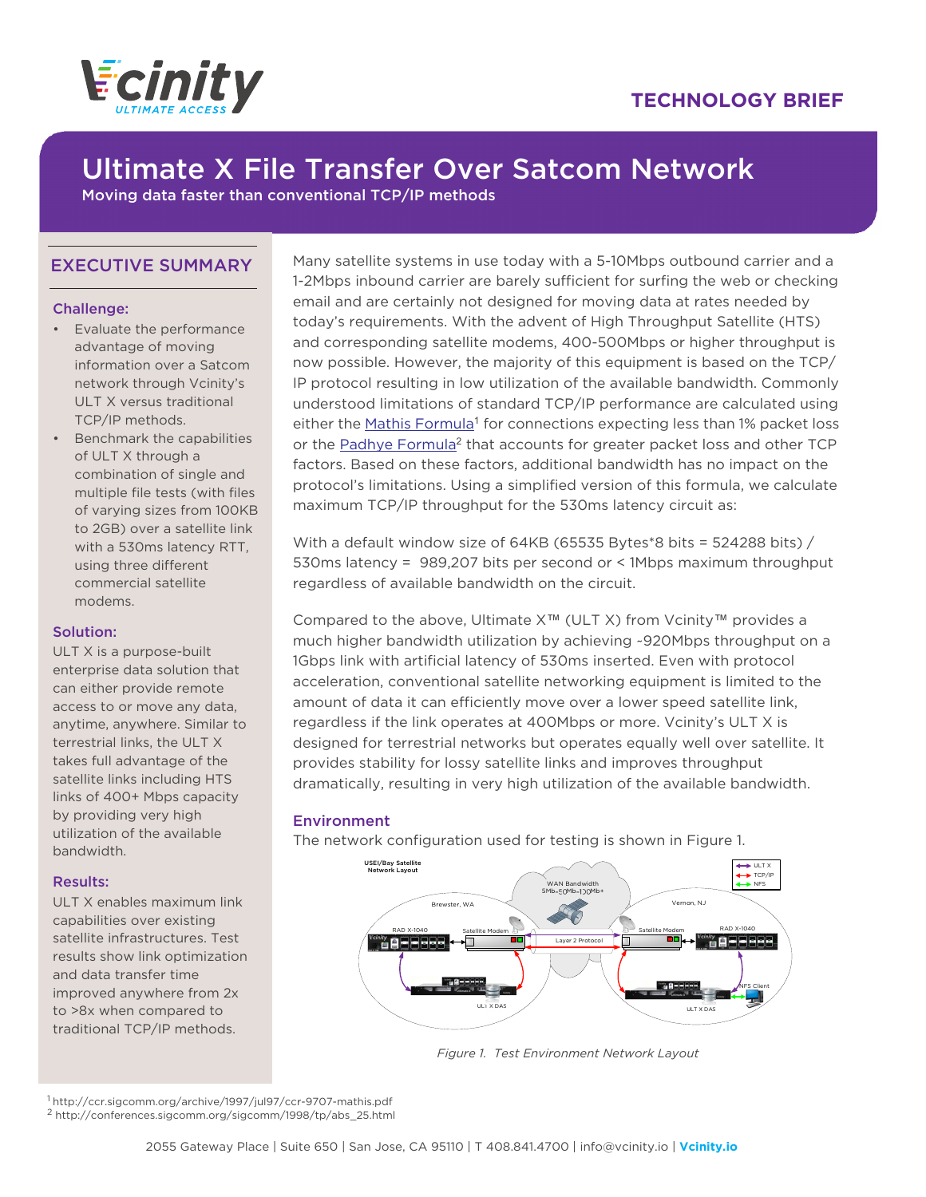TECHNOLOGY BRIEF

# Ultimate X File Transfer Over Satcom Network

Moving data faster than conventional TCP/IP methods

## EXECUTIVE SUMMARY

### Challenge:

- Evaluate the performance advantage of moving information over a Satcom network through Vcinity's ULT X versus traditional TCP/IP methods.
- Benchmark the capabilities of ULT X through a combination of single and multiple file tests (with files of varying sizes from 100KB to 2GB) over a satellite link with a 530ms latency RTT, using three different commercial satellite modems.

### Solution:

ULT X is a purpose-built enterprise data solution that can either provide remote access to or move any data, anytime, anywhere. Similar to terrestrial links, the ULT X takes full advantage of the satellite links including HTS links of 400+ Mbps capacity by providing very high utilization of the available bandwidth.

### Results:

ULT X enables maximum link capabilities over existing satellite infrastructures. Test results show link optimization and data transfer time improved anywhere from 2x to >8x when compared to traditional TCP/IP methods.

Many satellite systems in use today with a 5-10Mbps outbound carrier and a 1-2Mbps inbound carrier are barely sufficient for surfing the web or checking email and are certainly not designed for moving data at rates needed by today's requirements. With the advent of High Throughput Satellite (HTS) and corresponding satellite modems, 400-500Mbps or higher throughput is now possible. However, the majority of this equipment is based on the TCP/IP protocol resulting in low utilization of the available bandwidth. Commonly understood limitations of standard TCP/IP performance are calculated using either the Mathis Formula[1] for connections expecting less than 1% packet loss or the Padhye Formula[2] that accounts for greater packet loss and other TCP factors. Based on these factors, additional bandwidth has no impact on the protocol's limitations. Using a simplified version of this formula, we calculate maximum TCP/IP throughput for the 530ms latency circuit as:

With a default window size of 64KB (65535 Bytes*8 bits = 524288 bits) / 530ms latency = 989,207 bits per second or < 1Mbps maximum throughput regardless of available bandwidth on the circuit.

Compared to the above, Ultimate X™ (ULT X) from Vcinity™ provides a much higher bandwidth utilization by achieving ~920Mbps throughput on a 1Gbps link with artificial latency of 530ms inserted. Even with protocol acceleration, conventional satellite networking equipment is limited to the amount of data it can efficiently move over a lower speed satellite link, regardless if the link operates at 400Mbps or more. Vcinity's ULT X is designed for terrestrial networks but operates equally well over satellite. It provides stability for lossy satellite links and improves throughput dramatically, resulting in very high utilization of the available bandwidth.

### Environment

The network configuration used for testing is shown in Figure 1.

USEI/Bay Satellite Network Layout

ULT X
TCP/IP
NFS

WAN Bandwidth
5Mb-50Mb-100Mb+

Brewster, WA
Vernon, NJ
RAD X-1040
Satellite Modem
Layer 2 Protocol
Satellite Modem
RAD X-1040
ULT X DAS
NFS Client
ULT X DAS

*Figure 1. Test Environment Network Layout*

[1] http://ccr.sigcomm.org/archive/1997/jul97/ccr-9707-mathis.pdf
[2] http://conferences.sigcomm.org/sigcomm/1998/tp/abs_25.html

2055 Gateway Place | Suite 650 | San Jose, CA 95110 | T 408.841.4700 | info@vcinity.io | **Vcinity.io**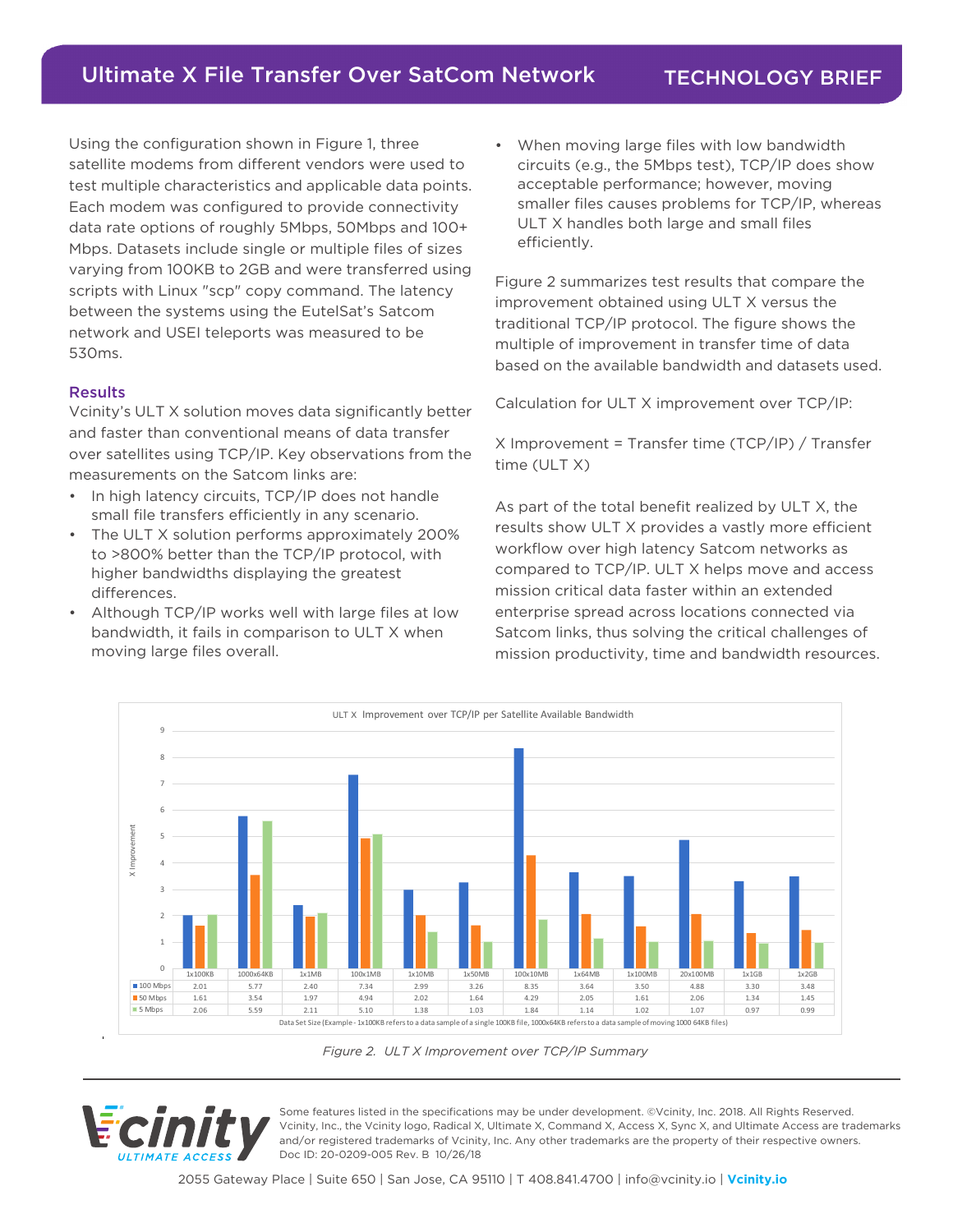Using the configuration shown in Figure 1, three satellite modems from different vendors were used to test multiple characteristics and applicable data points. Each modem was configured to provide connectivity data rate options of roughly 5Mbps, 50Mbps and 100+ Mbps. Datasets include single or multiple files of sizes varying from 100KB to 2GB and were transferred using scripts with Linux "scp" copy command. The latency between the systems using the EutelSat's Satcom network and USEI teleports was measured to be 530ms.

### Results

Vcinity's ULT X solution moves data significantly better and faster than conventional means of data transfer over satellites using TCP/IP. Key observations from the measurements on the Satcom links are:

- In high latency circuits, TCP/IP does not handle small file transfers efficiently in any scenario.
- The ULT X solution performs approximately 200% to >800% better than the TCP/IP protocol, with higher bandwidths displaying the greatest differences.
- Although TCP/IP works well with large files at low bandwidth, it fails in comparison to ULT X when moving large files overall.
- When moving large files with low bandwidth circuits (e.g., the 5Mbps test), TCP/IP does show acceptable performance; however, moving smaller files causes problems for TCP/IP, whereas ULT X handles both large and small files efficiently.

Figure 2 summarizes test results that compare the improvement obtained using ULT X versus the traditional TCP/IP protocol. The figure shows the multiple of improvement in transfer time of data based on the available bandwidth and datasets used.

Calculation for ULT X improvement over TCP/IP:

X Improvement = Transfer time (TCP/IP) / Transfer time (ULT X)

As part of the total benefit realized by ULT X, the results show ULT X provides a vastly more efficient workflow over high latency Satcom networks as compared to TCP/IP. ULT X helps move and access mission critical data faster within an extended enterprise spread across locations connected via Satcom links, thus solving the critical challenges of mission productivity, time and bandwidth resources.

ULT X Improvement over TCP/IP per Satellite Available Bandwidth

X Improvement

0 1 2 3 4 5 6 7 8 9

1x100KB 1000x64KB 1x1MB 100x1MB 1x10MB 1x50MB 100x10MB 1x64MB 1x100MB 20x100MB 1x1GB 1x2GB

100 Mbps 2.01 5.77 2.40 7.34 2.99 3.26 8.35 3.64 3.50 4.88 3.30 3.48

50 Mbps 1.61 3.54 1.97 4.94 2.02 1.64 4.29 2.05 1.61 2.06 1.34 1.45

5 Mbps 2.06 5.59 2.11 5.10 1.38 1.03 1.84 1.14 1.02 1.07 0.97 0.99

Data Set Size (Example - 1x100KB refers to a data sample of a single 100KB file, 1000x64KB refers to a data sample of moving 1000 64KB files)

*Figure 2. ULT X Improvement over TCP/IP Summary*